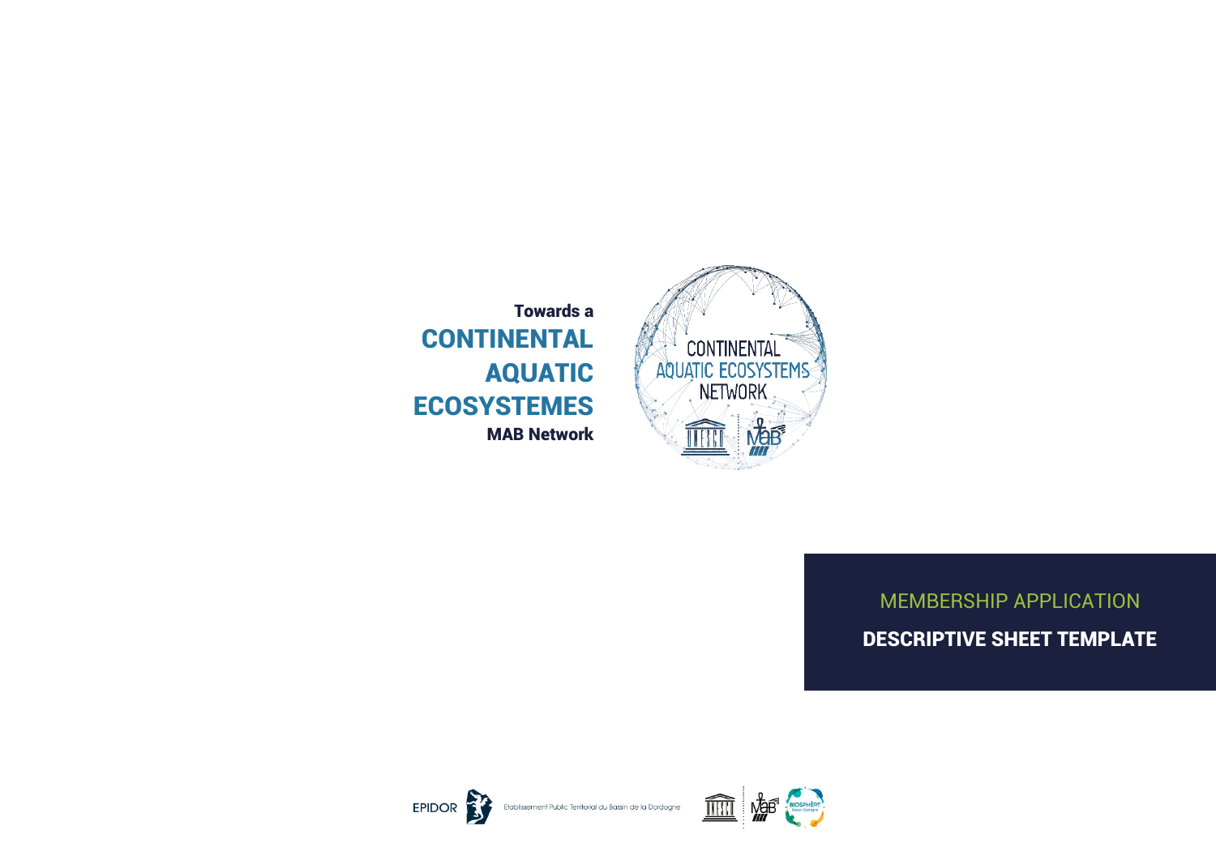**Towards a**

# CONTINENTAL AQUATIC ECOSYSTEMES

**MAB Network**

MEMBERSHIP APPLICATION

## DESCRIPTIVE SHEET TEMPLATE

EPIDOR Etablissement Public Territorial du Bassin de la Dordogne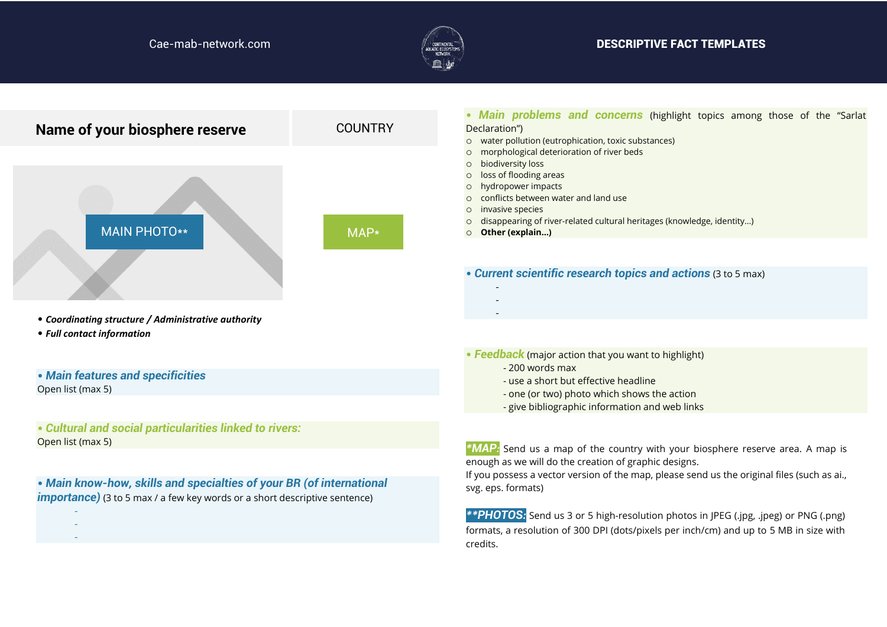Cae-mab-network.com

**DESCRIPTIVE FACT TEMPLATES**

## Name of your biosphere reserve

COUNTRY

MAIN PHOTO**

MAP*

- ***Coordinating structure / Administrative authority***
- ***Full contact information***

### • *Main features and specificities*

Open list (max 5)

### • *Cultural and social particularities linked to rivers:*

Open list (max 5)

### • *Main know-how, skills and specialties of your BR (of international importance)* (3 to 5 max / a few key words or a short descriptive sentence)

-
-
-

### • *Main problems and concerns* (highlight topics among those of the "Sarlat Declaration")

- water pollution (eutrophication, toxic substances)
- morphological deterioration of river beds
- biodiversity loss
- loss of flooding areas
- hydropower impacts
- conflicts between water and land use
- invasive species
- disappearing of river-related cultural heritages (knowledge, identity…)
- **Other (explain…)**

### • *Current scientific research topics and actions* (3 to 5 max)

-
-
-

### • *Feedback* (major action that you want to highlight)

- 200 words max
- use a short but effective headline
- one (or two) photo which shows the action
- give bibliographic information and web links

***MAP:*** Send us a map of the country with your biosphere reserve area. A map is enough as we will do the creation of graphic designs.
If you possess a vector version of the map, please send us the original files (such as ai., svg. eps. formats)

***\*\*PHOTOS:*** Send us 3 or 5 high-resolution photos in JPEG (.jpg, .jpeg) or PNG (.png) formats, a resolution of 300 DPI (dots/pixels per inch/cm) and up to 5 MB in size with credits.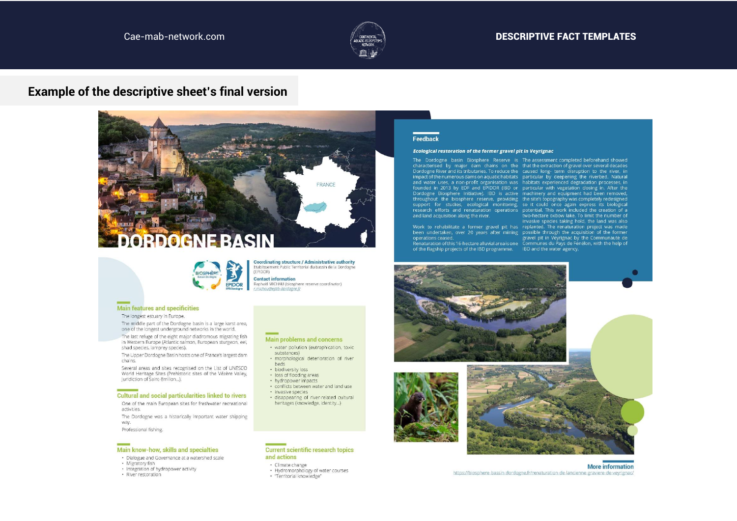## Example of the descriptive sheet's final version

# DORDOGNE BASIN

FRANCE

**Coordinating structure / Administrative authority**
Etablissement Public Territorial du bassin de la Dordogne (EPIDOR)

**Contact information**
Raphaël MICHAU (biosphere reserve coordinator)
r.michau@eptb-dordogne.fr

### Main features and specificities

The longest estuary in Europe.

The middle part of the Dordogne basin is a large karst area, one of the longest underground networks in the world.

The last refuge of the eight major diadromous migrating fish in Western Europe (Atlantic salmon, European sturgeon, eel, shad species, lamprey species).

The Upper Dordogne Basin hosts one of France's largest dam chains.

Several areas and sites recognised on the List of UNESCO World Heritage Sites (Prehistoric sites of the Vézère Valley, Jurisdiction of Saint-Emilion...).

### Cultural and social particularities linked to rivers

One of the main European sites for freshwater recreational activities.

The Dordogne was a historically important water shipping way.

Professional fishing.

### Main problems and concerns

- water pollution (eutrophication, toxic substances)
- morphological deterioration of river beds
- biodiversity loss
- loss of flooding areas
- hydropower impacts
- conflicts between water and land use
- invasive species
- disappearing of river-related cultural heritages (knowledge, identity...)

### Main know-how, skills and specialties

- Dialogue and Governance at a watershed scale
- Migratory fish
- Integration of hydropower activity
- River restoration

### Current scientific research topics and actions

- Climate change
- Hydromorphology of water courses
- "Territorial knowledge"

## Feedback

***Ecological restoration of the former gravel pit in Veyrignac***

The Dordogne basin Biosphere Reserve is characterised by major dam chains on the Dordogne River and its tributaries. To reduce the impact of the numerous dams on aquatic habitats and water uses, a non-profit organisation was founded in 2013 by EDF and EPIDOR (IBD or Dordogne Biosphere Initiative). IBD is active throughout the biosphere reserve, providing support for studies, ecological monitoring, research efforts and renaturation operations and land acquisition along the river.

Work to rehabilitate a former gravel pit has been undertaken, over 20 years after mining operations ceased.
Renaturation of this 16-hectare alluvial area is one of the flagship projects of the IBD programme.

The assessment completed beforehand showed that the extraction of gravel over several decades caused long- term disruption to the river, in particular by deepening the riverbed. Natural habitats experienced degradation processes, in particular with vegetation closing in. After the machinery and equipment had been removed, the site's topography was completely redesigned so it could once again express its biological potential. This work included the creation of a two-hectare oxbow lake. To limit the number of invasive species taking hold, the land was also replanted. The renaturation project was made possible through the acquisition of the former gravel pit in Veyrignac by the Communauté de Communes du Pays de Fénelon, with the help of IBD and the water agency.

**More information**
https://biosphere-bassin-dordogne.fr/renaturation-de-lancienne-graviere-de-veyrignac/